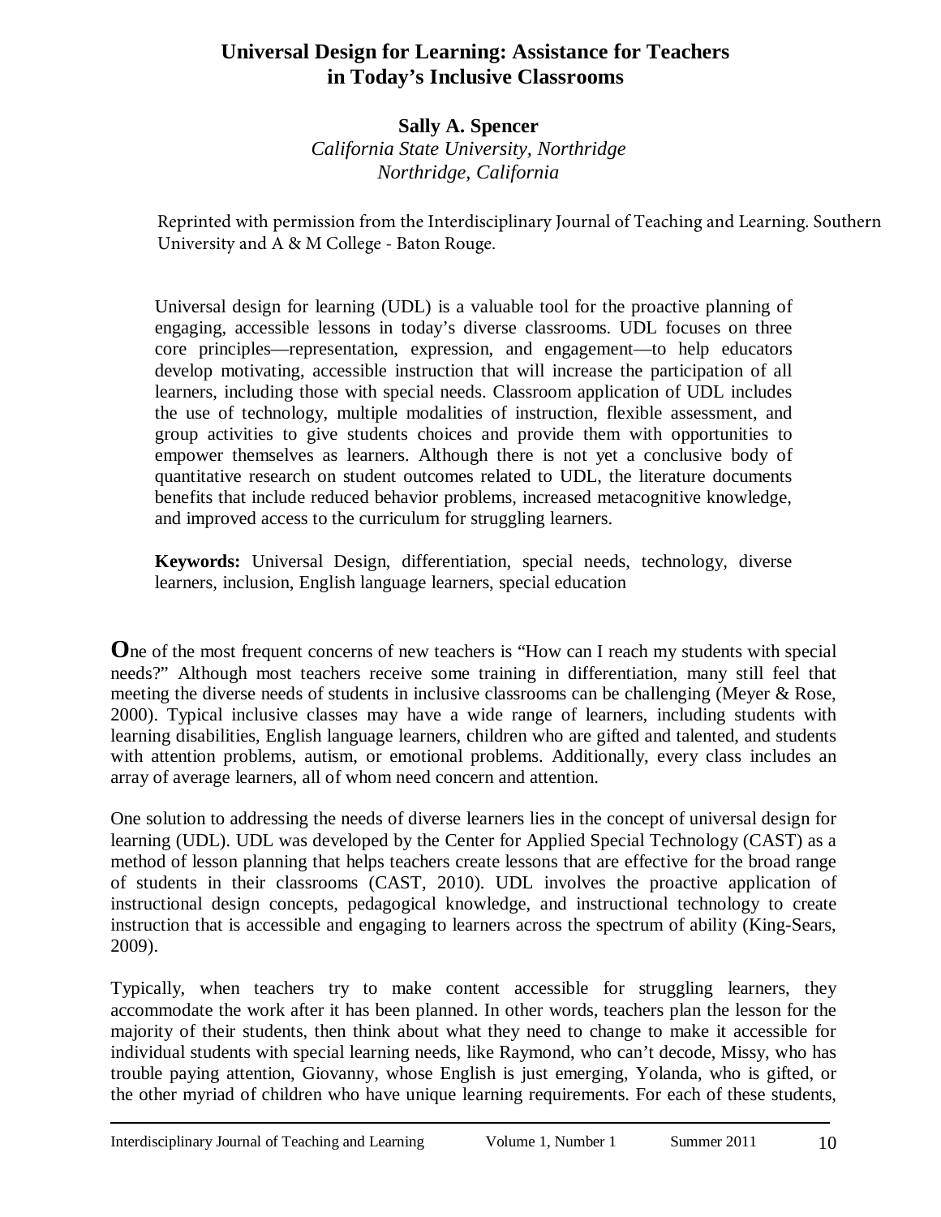# Universal Design for Learning: Assistance for Teachers in Today's Inclusive Classrooms

**Sally A. Spencer**
*California State University, Northridge*
*Northridge, California*

Reprinted with permission from the Interdisciplinary Journal of Teaching and Learning. Southern University and A & M College - Baton Rouge.

Universal design for learning (UDL) is a valuable tool for the proactive planning of engaging, accessible lessons in today's diverse classrooms. UDL focuses on three core principles—representation, expression, and engagement—to help educators develop motivating, accessible instruction that will increase the participation of all learners, including those with special needs. Classroom application of UDL includes the use of technology, multiple modalities of instruction, flexible assessment, and group activities to give students choices and provide them with opportunities to empower themselves as learners. Although there is not yet a conclusive body of quantitative research on student outcomes related to UDL, the literature documents benefits that include reduced behavior problems, increased metacognitive knowledge, and improved access to the curriculum for struggling learners.

**Keywords:** Universal Design, differentiation, special needs, technology, diverse learners, inclusion, English language learners, special education

**O**ne of the most frequent concerns of new teachers is "How can I reach my students with special needs?" Although most teachers receive some training in differentiation, many still feel that meeting the diverse needs of students in inclusive classrooms can be challenging (Meyer & Rose, 2000). Typical inclusive classes may have a wide range of learners, including students with learning disabilities, English language learners, children who are gifted and talented, and students with attention problems, autism, or emotional problems. Additionally, every class includes an array of average learners, all of whom need concern and attention.

One solution to addressing the needs of diverse learners lies in the concept of universal design for learning (UDL). UDL was developed by the Center for Applied Special Technology (CAST) as a method of lesson planning that helps teachers create lessons that are effective for the broad range of students in their classrooms (CAST, 2010). UDL involves the proactive application of instructional design concepts, pedagogical knowledge, and instructional technology to create instruction that is accessible and engaging to learners across the spectrum of ability (King-Sears, 2009).

Typically, when teachers try to make content accessible for struggling learners, they accommodate the work after it has been planned. In other words, teachers plan the lesson for the majority of their students, then think about what they need to change to make it accessible for individual students with special learning needs, like Raymond, who can't decode, Missy, who has trouble paying attention, Giovanny, whose English is just emerging, Yolanda, who is gifted, or the other myriad of children who have unique learning requirements. For each of these students,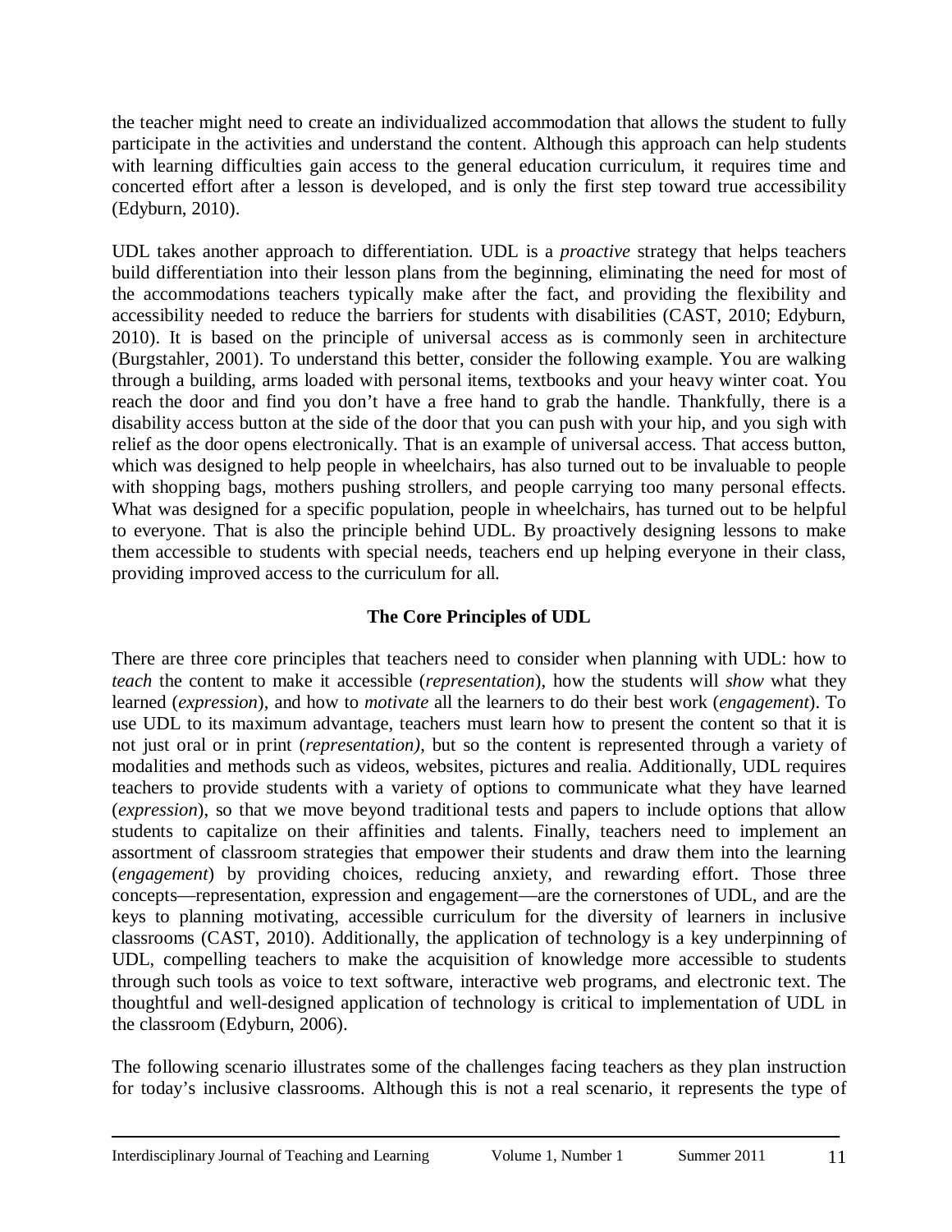the teacher might need to create an individualized accommodation that allows the student to fully participate in the activities and understand the content. Although this approach can help students with learning difficulties gain access to the general education curriculum, it requires time and concerted effort after a lesson is developed, and is only the first step toward true accessibility (Edyburn, 2010).

UDL takes another approach to differentiation. UDL is a *proactive* strategy that helps teachers build differentiation into their lesson plans from the beginning, eliminating the need for most of the accommodations teachers typically make after the fact, and providing the flexibility and accessibility needed to reduce the barriers for students with disabilities (CAST, 2010; Edyburn, 2010). It is based on the principle of universal access as is commonly seen in architecture (Burgstahler, 2001). To understand this better, consider the following example. You are walking through a building, arms loaded with personal items, textbooks and your heavy winter coat. You reach the door and find you don't have a free hand to grab the handle. Thankfully, there is a disability access button at the side of the door that you can push with your hip, and you sigh with relief as the door opens electronically. That is an example of universal access. That access button, which was designed to help people in wheelchairs, has also turned out to be invaluable to people with shopping bags, mothers pushing strollers, and people carrying too many personal effects. What was designed for a specific population, people in wheelchairs, has turned out to be helpful to everyone. That is also the principle behind UDL. By proactively designing lessons to make them accessible to students with special needs, teachers end up helping everyone in their class, providing improved access to the curriculum for all.

## The Core Principles of UDL

There are three core principles that teachers need to consider when planning with UDL: how to *teach* the content to make it accessible (*representation*), how the students will *show* what they learned (*expression*), and how to *motivate* all the learners to do their best work (*engagement*). To use UDL to its maximum advantage, teachers must learn how to present the content so that it is not just oral or in print (*representation)*, but so the content is represented through a variety of modalities and methods such as videos, websites, pictures and realia. Additionally, UDL requires teachers to provide students with a variety of options to communicate what they have learned (*expression*), so that we move beyond traditional tests and papers to include options that allow students to capitalize on their affinities and talents. Finally, teachers need to implement an assortment of classroom strategies that empower their students and draw them into the learning (*engagement*) by providing choices, reducing anxiety, and rewarding effort. Those three concepts—representation, expression and engagement—are the cornerstones of UDL, and are the keys to planning motivating, accessible curriculum for the diversity of learners in inclusive classrooms (CAST, 2010). Additionally, the application of technology is a key underpinning of UDL, compelling teachers to make the acquisition of knowledge more accessible to students through such tools as voice to text software, interactive web programs, and electronic text. The thoughtful and well-designed application of technology is critical to implementation of UDL in the classroom (Edyburn, 2006).

The following scenario illustrates some of the challenges facing teachers as they plan instruction for today's inclusive classrooms. Although this is not a real scenario, it represents the type of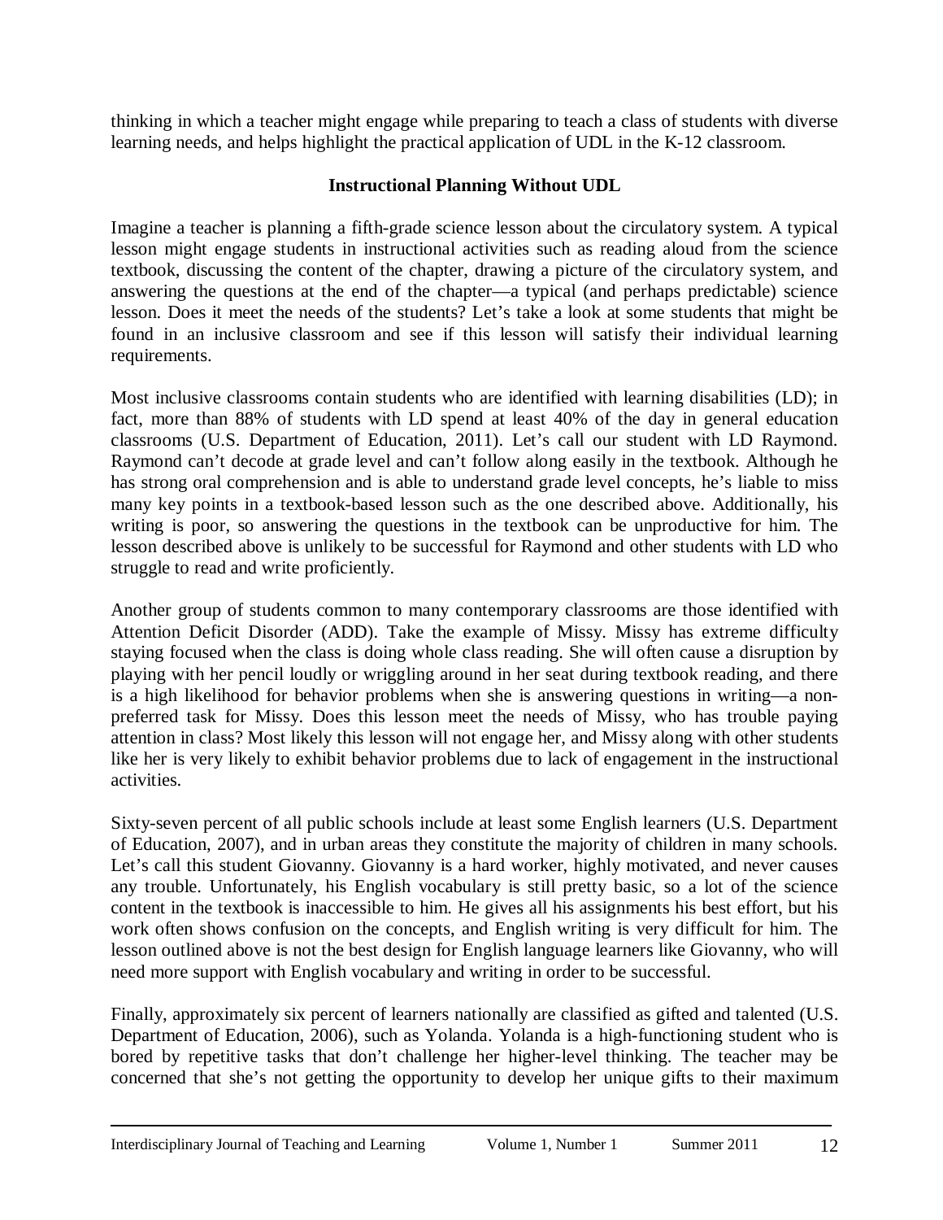thinking in which a teacher might engage while preparing to teach a class of students with diverse learning needs, and helps highlight the practical application of UDL in the K-12 classroom.

### Instructional Planning Without UDL

Imagine a teacher is planning a fifth-grade science lesson about the circulatory system. A typical lesson might engage students in instructional activities such as reading aloud from the science textbook, discussing the content of the chapter, drawing a picture of the circulatory system, and answering the questions at the end of the chapter—a typical (and perhaps predictable) science lesson. Does it meet the needs of the students? Let's take a look at some students that might be found in an inclusive classroom and see if this lesson will satisfy their individual learning requirements.

Most inclusive classrooms contain students who are identified with learning disabilities (LD); in fact, more than 88% of students with LD spend at least 40% of the day in general education classrooms (U.S. Department of Education, 2011). Let's call our student with LD Raymond. Raymond can't decode at grade level and can't follow along easily in the textbook. Although he has strong oral comprehension and is able to understand grade level concepts, he's liable to miss many key points in a textbook-based lesson such as the one described above. Additionally, his writing is poor, so answering the questions in the textbook can be unproductive for him. The lesson described above is unlikely to be successful for Raymond and other students with LD who struggle to read and write proficiently.

Another group of students common to many contemporary classrooms are those identified with Attention Deficit Disorder (ADD). Take the example of Missy. Missy has extreme difficulty staying focused when the class is doing whole class reading. She will often cause a disruption by playing with her pencil loudly or wriggling around in her seat during textbook reading, and there is a high likelihood for behavior problems when she is answering questions in writing—a non-preferred task for Missy. Does this lesson meet the needs of Missy, who has trouble paying attention in class? Most likely this lesson will not engage her, and Missy along with other students like her is very likely to exhibit behavior problems due to lack of engagement in the instructional activities.

Sixty-seven percent of all public schools include at least some English learners (U.S. Department of Education, 2007), and in urban areas they constitute the majority of children in many schools. Let's call this student Giovanny. Giovanny is a hard worker, highly motivated, and never causes any trouble. Unfortunately, his English vocabulary is still pretty basic, so a lot of the science content in the textbook is inaccessible to him. He gives all his assignments his best effort, but his work often shows confusion on the concepts, and English writing is very difficult for him. The lesson outlined above is not the best design for English language learners like Giovanny, who will need more support with English vocabulary and writing in order to be successful.

Finally, approximately six percent of learners nationally are classified as gifted and talented (U.S. Department of Education, 2006), such as Yolanda. Yolanda is a high-functioning student who is bored by repetitive tasks that don't challenge her higher-level thinking. The teacher may be concerned that she's not getting the opportunity to develop her unique gifts to their maximum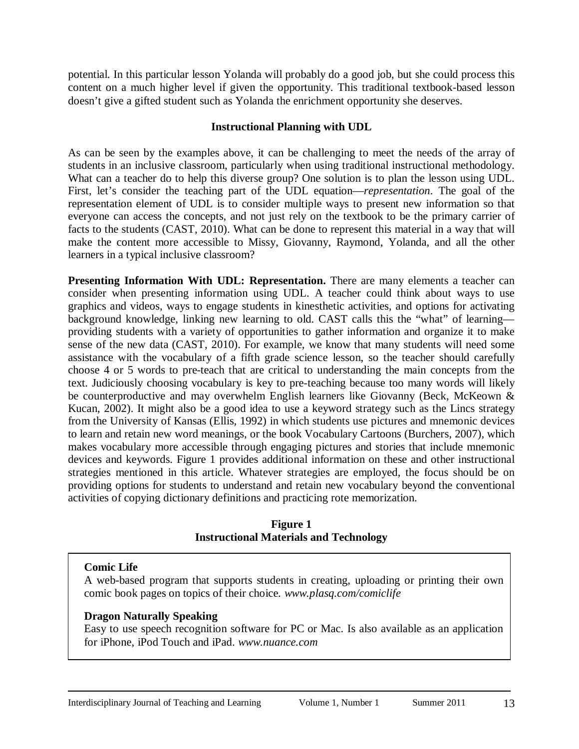potential. In this particular lesson Yolanda will probably do a good job, but she could process this content on a much higher level if given the opportunity. This traditional textbook-based lesson doesn't give a gifted student such as Yolanda the enrichment opportunity she deserves.

## Instructional Planning with UDL

As can be seen by the examples above, it can be challenging to meet the needs of the array of students in an inclusive classroom, particularly when using traditional instructional methodology. What can a teacher do to help this diverse group? One solution is to plan the lesson using UDL. First, let's consider the teaching part of the UDL equation—*representation*. The goal of the representation element of UDL is to consider multiple ways to present new information so that everyone can access the concepts, and not just rely on the textbook to be the primary carrier of facts to the students (CAST, 2010). What can be done to represent this material in a way that will make the content more accessible to Missy, Giovanny, Raymond, Yolanda, and all the other learners in a typical inclusive classroom?

**Presenting Information With UDL: Representation.** There are many elements a teacher can consider when presenting information using UDL. A teacher could think about ways to use graphics and videos, ways to engage students in kinesthetic activities, and options for activating background knowledge, linking new learning to old. CAST calls this the "what" of learning—providing students with a variety of opportunities to gather information and organize it to make sense of the new data (CAST, 2010). For example, we know that many students will need some assistance with the vocabulary of a fifth grade science lesson, so the teacher should carefully choose 4 or 5 words to pre-teach that are critical to understanding the main concepts from the text. Judiciously choosing vocabulary is key to pre-teaching because too many words will likely be counterproductive and may overwhelm English learners like Giovanny (Beck, McKeown & Kucan, 2002). It might also be a good idea to use a keyword strategy such as the Lincs strategy from the University of Kansas (Ellis, 1992) in which students use pictures and mnemonic devices to learn and retain new word meanings, or the book Vocabulary Cartoons (Burchers, 2007), which makes vocabulary more accessible through engaging pictures and stories that include mnemonic devices and keywords. Figure 1 provides additional information on these and other instructional strategies mentioned in this article. Whatever strategies are employed, the focus should be on providing options for students to understand and retain new vocabulary beyond the conventional activities of copying dictionary definitions and practicing rote memorization.

**Figure 1**
**Instructional Materials and Technology**

**Comic Life**
A web-based program that supports students in creating, uploading or printing their own comic book pages on topics of their choice. *www.plasq.com/comiclife*

**Dragon Naturally Speaking**
Easy to use speech recognition software for PC or Mac. Is also available as an application for iPhone, iPod Touch and iPad. *www.nuance.com*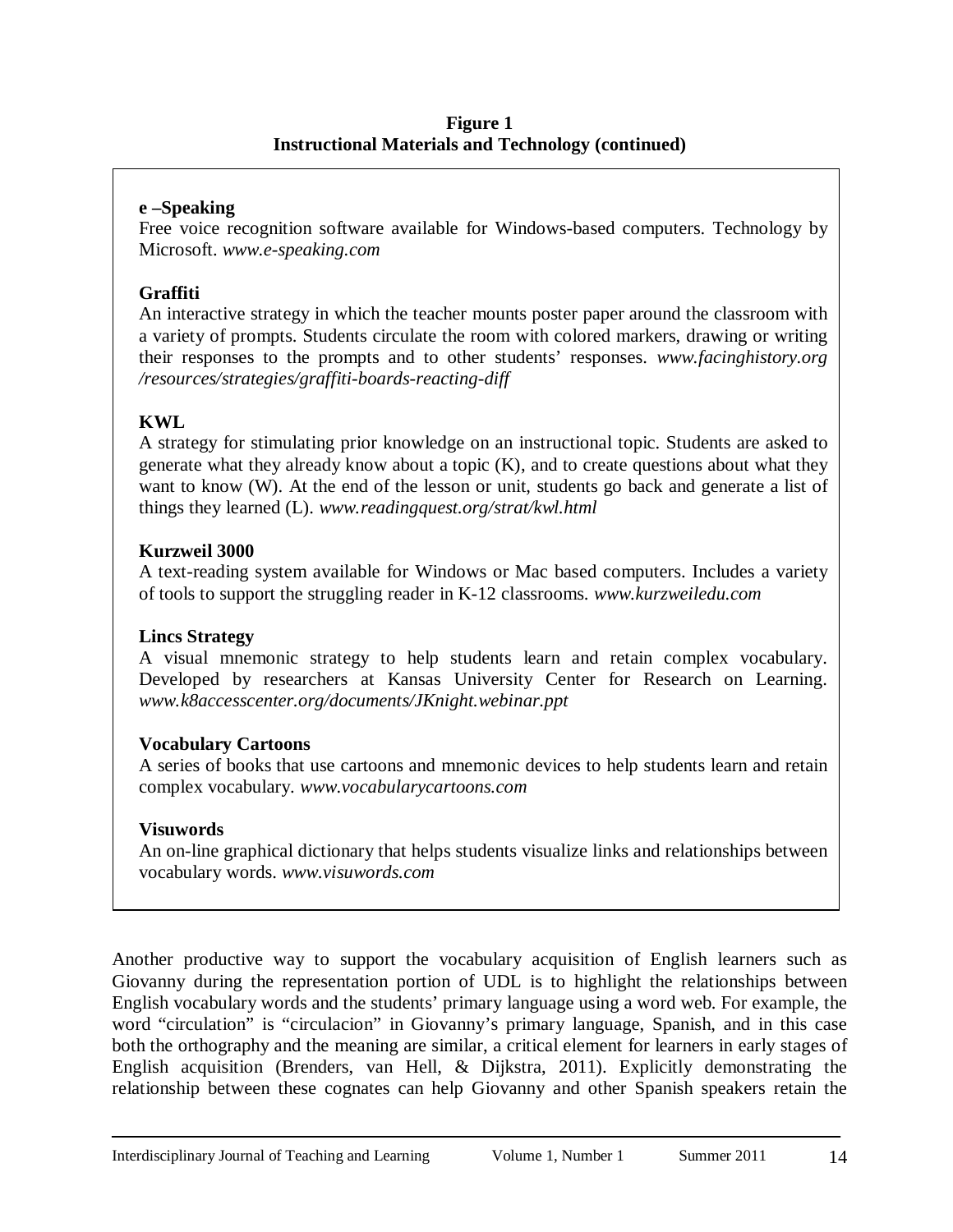**Figure 1**
**Instructional Materials and Technology (continued)**

**e –Speaking**
Free voice recognition software available for Windows-based computers. Technology by Microsoft. *www.e-speaking.com*

**Graffiti**
An interactive strategy in which the teacher mounts poster paper around the classroom with a variety of prompts. Students circulate the room with colored markers, drawing or writing their responses to the prompts and to other students' responses. *www.facinghistory.org /resources/strategies/graffiti-boards-reacting-diff*

**KWL**
A strategy for stimulating prior knowledge on an instructional topic. Students are asked to generate what they already know about a topic (K), and to create questions about what they want to know (W). At the end of the lesson or unit, students go back and generate a list of things they learned (L). *www.readingquest.org/strat/kwl.html*

**Kurzweil 3000**
A text-reading system available for Windows or Mac based computers. Includes a variety of tools to support the struggling reader in K-12 classrooms. *www.kurzweiledu.com*

**Lincs Strategy**
A visual mnemonic strategy to help students learn and retain complex vocabulary. Developed by researchers at Kansas University Center for Research on Learning. *www.k8accesscenter.org/documents/JKnight.webinar.ppt*

**Vocabulary Cartoons**
A series of books that use cartoons and mnemonic devices to help students learn and retain complex vocabulary. *www.vocabularycartoons.com*

**Visuwords**
An on-line graphical dictionary that helps students visualize links and relationships between vocabulary words. *www.visuwords.com*

Another productive way to support the vocabulary acquisition of English learners such as Giovanny during the representation portion of UDL is to highlight the relationships between English vocabulary words and the students' primary language using a word web. For example, the word "circulation" is "circulacion" in Giovanny's primary language, Spanish, and in this case both the orthography and the meaning are similar, a critical element for learners in early stages of English acquisition (Brenders, van Hell, & Dijkstra, 2011). Explicitly demonstrating the relationship between these cognates can help Giovanny and other Spanish speakers retain the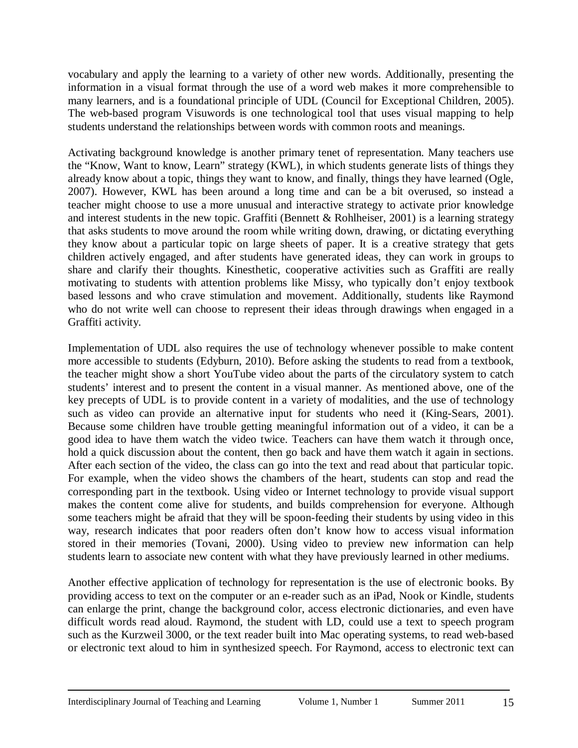vocabulary and apply the learning to a variety of other new words. Additionally, presenting the information in a visual format through the use of a word web makes it more comprehensible to many learners, and is a foundational principle of UDL (Council for Exceptional Children, 2005). The web-based program Visuwords is one technological tool that uses visual mapping to help students understand the relationships between words with common roots and meanings.

Activating background knowledge is another primary tenet of representation. Many teachers use the "Know, Want to know, Learn" strategy (KWL), in which students generate lists of things they already know about a topic, things they want to know, and finally, things they have learned (Ogle, 2007). However, KWL has been around a long time and can be a bit overused, so instead a teacher might choose to use a more unusual and interactive strategy to activate prior knowledge and interest students in the new topic. Graffiti (Bennett & Rohlheiser, 2001) is a learning strategy that asks students to move around the room while writing down, drawing, or dictating everything they know about a particular topic on large sheets of paper. It is a creative strategy that gets children actively engaged, and after students have generated ideas, they can work in groups to share and clarify their thoughts. Kinesthetic, cooperative activities such as Graffiti are really motivating to students with attention problems like Missy, who typically don't enjoy textbook based lessons and who crave stimulation and movement. Additionally, students like Raymond who do not write well can choose to represent their ideas through drawings when engaged in a Graffiti activity.

Implementation of UDL also requires the use of technology whenever possible to make content more accessible to students (Edyburn, 2010). Before asking the students to read from a textbook, the teacher might show a short YouTube video about the parts of the circulatory system to catch students' interest and to present the content in a visual manner. As mentioned above, one of the key precepts of UDL is to provide content in a variety of modalities, and the use of technology such as video can provide an alternative input for students who need it (King-Sears, 2001). Because some children have trouble getting meaningful information out of a video, it can be a good idea to have them watch the video twice. Teachers can have them watch it through once, hold a quick discussion about the content, then go back and have them watch it again in sections. After each section of the video, the class can go into the text and read about that particular topic. For example, when the video shows the chambers of the heart, students can stop and read the corresponding part in the textbook. Using video or Internet technology to provide visual support makes the content come alive for students, and builds comprehension for everyone. Although some teachers might be afraid that they will be spoon-feeding their students by using video in this way, research indicates that poor readers often don't know how to access visual information stored in their memories (Tovani, 2000). Using video to preview new information can help students learn to associate new content with what they have previously learned in other mediums.

Another effective application of technology for representation is the use of electronic books. By providing access to text on the computer or an e-reader such as an iPad, Nook or Kindle, students can enlarge the print, change the background color, access electronic dictionaries, and even have difficult words read aloud. Raymond, the student with LD, could use a text to speech program such as the Kurzweil 3000, or the text reader built into Mac operating systems, to read web-based or electronic text aloud to him in synthesized speech. For Raymond, access to electronic text can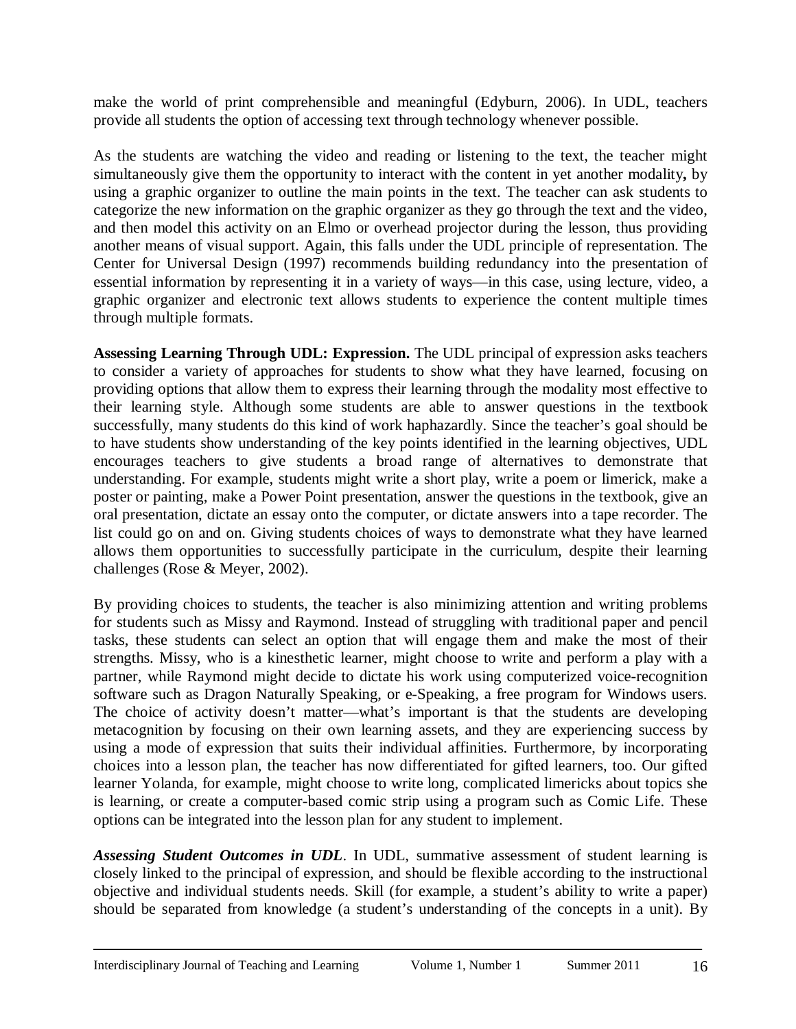make the world of print comprehensible and meaningful (Edyburn, 2006). In UDL, teachers provide all students the option of accessing text through technology whenever possible.

As the students are watching the video and reading or listening to the text, the teacher might simultaneously give them the opportunity to interact with the content in yet another modality**,** by using a graphic organizer to outline the main points in the text. The teacher can ask students to categorize the new information on the graphic organizer as they go through the text and the video, and then model this activity on an Elmo or overhead projector during the lesson, thus providing another means of visual support. Again, this falls under the UDL principle of representation. The Center for Universal Design (1997) recommends building redundancy into the presentation of essential information by representing it in a variety of ways—in this case, using lecture, video, a graphic organizer and electronic text allows students to experience the content multiple times through multiple formats.

**Assessing Learning Through UDL: Expression.** The UDL principal of expression asks teachers to consider a variety of approaches for students to show what they have learned, focusing on providing options that allow them to express their learning through the modality most effective to their learning style. Although some students are able to answer questions in the textbook successfully, many students do this kind of work haphazardly. Since the teacher's goal should be to have students show understanding of the key points identified in the learning objectives, UDL encourages teachers to give students a broad range of alternatives to demonstrate that understanding. For example, students might write a short play, write a poem or limerick, make a poster or painting, make a Power Point presentation, answer the questions in the textbook, give an oral presentation, dictate an essay onto the computer, or dictate answers into a tape recorder. The list could go on and on. Giving students choices of ways to demonstrate what they have learned allows them opportunities to successfully participate in the curriculum, despite their learning challenges (Rose & Meyer, 2002).

By providing choices to students, the teacher is also minimizing attention and writing problems for students such as Missy and Raymond. Instead of struggling with traditional paper and pencil tasks, these students can select an option that will engage them and make the most of their strengths. Missy, who is a kinesthetic learner, might choose to write and perform a play with a partner, while Raymond might decide to dictate his work using computerized voice-recognition software such as Dragon Naturally Speaking, or e-Speaking, a free program for Windows users. The choice of activity doesn't matter—what's important is that the students are developing metacognition by focusing on their own learning assets, and they are experiencing success by using a mode of expression that suits their individual affinities. Furthermore, by incorporating choices into a lesson plan, the teacher has now differentiated for gifted learners, too. Our gifted learner Yolanda, for example, might choose to write long, complicated limericks about topics she is learning, or create a computer-based comic strip using a program such as Comic Life. These options can be integrated into the lesson plan for any student to implement.

***Assessing Student Outcomes in UDL***. In UDL, summative assessment of student learning is closely linked to the principal of expression, and should be flexible according to the instructional objective and individual students needs. Skill (for example, a student's ability to write a paper) should be separated from knowledge (a student's understanding of the concepts in a unit). By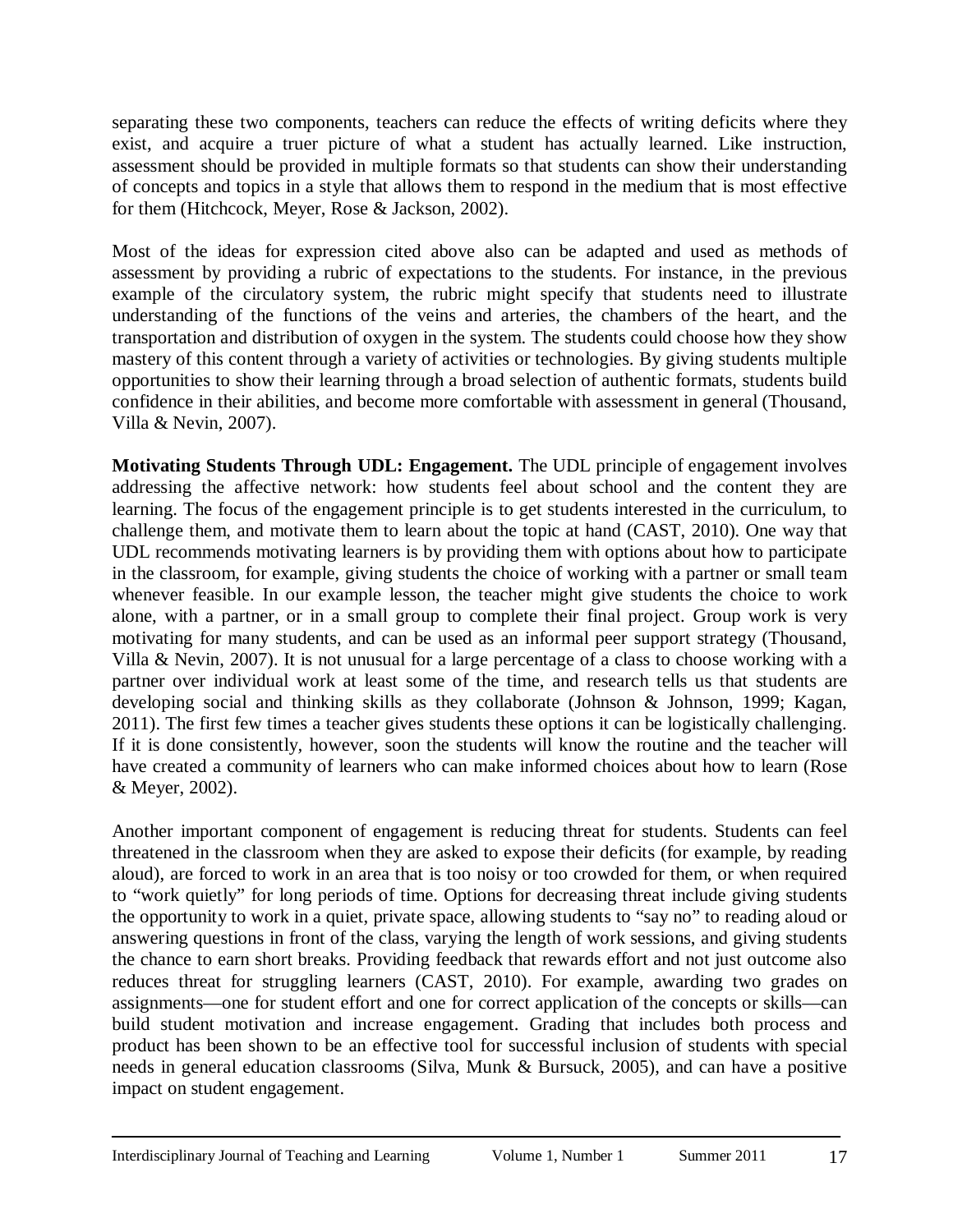separating these two components, teachers can reduce the effects of writing deficits where they exist, and acquire a truer picture of what a student has actually learned. Like instruction, assessment should be provided in multiple formats so that students can show their understanding of concepts and topics in a style that allows them to respond in the medium that is most effective for them (Hitchcock, Meyer, Rose & Jackson, 2002).

Most of the ideas for expression cited above also can be adapted and used as methods of assessment by providing a rubric of expectations to the students. For instance, in the previous example of the circulatory system, the rubric might specify that students need to illustrate understanding of the functions of the veins and arteries, the chambers of the heart, and the transportation and distribution of oxygen in the system. The students could choose how they show mastery of this content through a variety of activities or technologies. By giving students multiple opportunities to show their learning through a broad selection of authentic formats, students build confidence in their abilities, and become more comfortable with assessment in general (Thousand, Villa & Nevin, 2007).

**Motivating Students Through UDL: Engagement.** The UDL principle of engagement involves addressing the affective network: how students feel about school and the content they are learning. The focus of the engagement principle is to get students interested in the curriculum, to challenge them, and motivate them to learn about the topic at hand (CAST, 2010). One way that UDL recommends motivating learners is by providing them with options about how to participate in the classroom, for example, giving students the choice of working with a partner or small team whenever feasible. In our example lesson, the teacher might give students the choice to work alone, with a partner, or in a small group to complete their final project. Group work is very motivating for many students, and can be used as an informal peer support strategy (Thousand, Villa & Nevin, 2007). It is not unusual for a large percentage of a class to choose working with a partner over individual work at least some of the time, and research tells us that students are developing social and thinking skills as they collaborate (Johnson & Johnson, 1999; Kagan, 2011). The first few times a teacher gives students these options it can be logistically challenging. If it is done consistently, however, soon the students will know the routine and the teacher will have created a community of learners who can make informed choices about how to learn (Rose & Meyer, 2002).

Another important component of engagement is reducing threat for students. Students can feel threatened in the classroom when they are asked to expose their deficits (for example, by reading aloud), are forced to work in an area that is too noisy or too crowded for them, or when required to "work quietly" for long periods of time. Options for decreasing threat include giving students the opportunity to work in a quiet, private space, allowing students to "say no" to reading aloud or answering questions in front of the class, varying the length of work sessions, and giving students the chance to earn short breaks. Providing feedback that rewards effort and not just outcome also reduces threat for struggling learners (CAST, 2010). For example, awarding two grades on assignments—one for student effort and one for correct application of the concepts or skills—can build student motivation and increase engagement. Grading that includes both process and product has been shown to be an effective tool for successful inclusion of students with special needs in general education classrooms (Silva, Munk & Bursuck, 2005), and can have a positive impact on student engagement.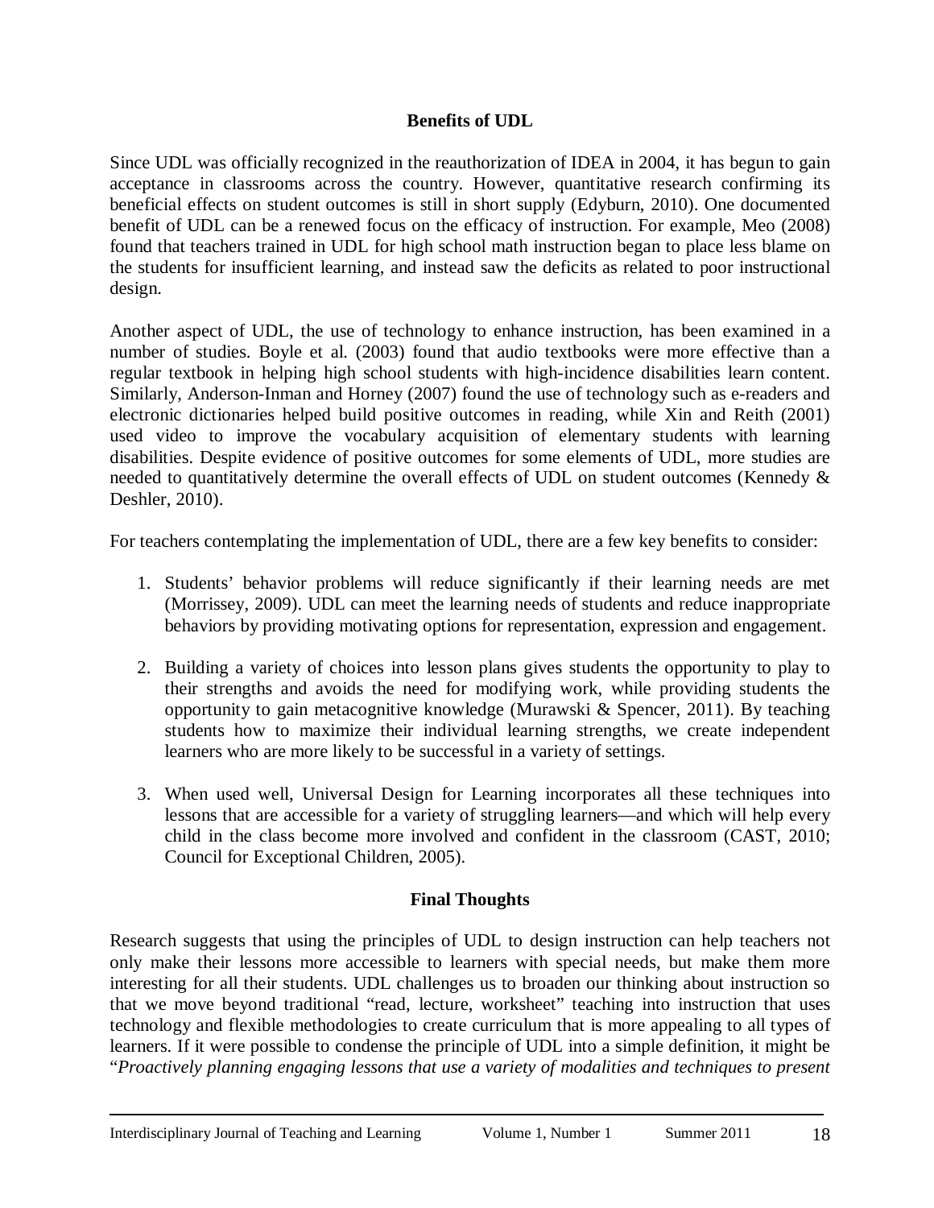## Benefits of UDL

Since UDL was officially recognized in the reauthorization of IDEA in 2004, it has begun to gain acceptance in classrooms across the country. However, quantitative research confirming its beneficial effects on student outcomes is still in short supply (Edyburn, 2010). One documented benefit of UDL can be a renewed focus on the efficacy of instruction. For example, Meo (2008) found that teachers trained in UDL for high school math instruction began to place less blame on the students for insufficient learning, and instead saw the deficits as related to poor instructional design.

Another aspect of UDL, the use of technology to enhance instruction, has been examined in a number of studies. Boyle et al. (2003) found that audio textbooks were more effective than a regular textbook in helping high school students with high-incidence disabilities learn content. Similarly, Anderson-Inman and Horney (2007) found the use of technology such as e-readers and electronic dictionaries helped build positive outcomes in reading, while Xin and Reith (2001) used video to improve the vocabulary acquisition of elementary students with learning disabilities. Despite evidence of positive outcomes for some elements of UDL, more studies are needed to quantitatively determine the overall effects of UDL on student outcomes (Kennedy & Deshler, 2010).

For teachers contemplating the implementation of UDL, there are a few key benefits to consider:

1. Students' behavior problems will reduce significantly if their learning needs are met (Morrissey, 2009). UDL can meet the learning needs of students and reduce inappropriate behaviors by providing motivating options for representation, expression and engagement.

2. Building a variety of choices into lesson plans gives students the opportunity to play to their strengths and avoids the need for modifying work, while providing students the opportunity to gain metacognitive knowledge (Murawski & Spencer, 2011). By teaching students how to maximize their individual learning strengths, we create independent learners who are more likely to be successful in a variety of settings.

3. When used well, Universal Design for Learning incorporates all these techniques into lessons that are accessible for a variety of struggling learners—and which will help every child in the class become more involved and confident in the classroom (CAST, 2010; Council for Exceptional Children, 2005).

## Final Thoughts

Research suggests that using the principles of UDL to design instruction can help teachers not only make their lessons more accessible to learners with special needs, but make them more interesting for all their students. UDL challenges us to broaden our thinking about instruction so that we move beyond traditional "read, lecture, worksheet" teaching into instruction that uses technology and flexible methodologies to create curriculum that is more appealing to all types of learners. If it were possible to condense the principle of UDL into a simple definition, it might be "*Proactively planning engaging lessons that use a variety of modalities and techniques to present*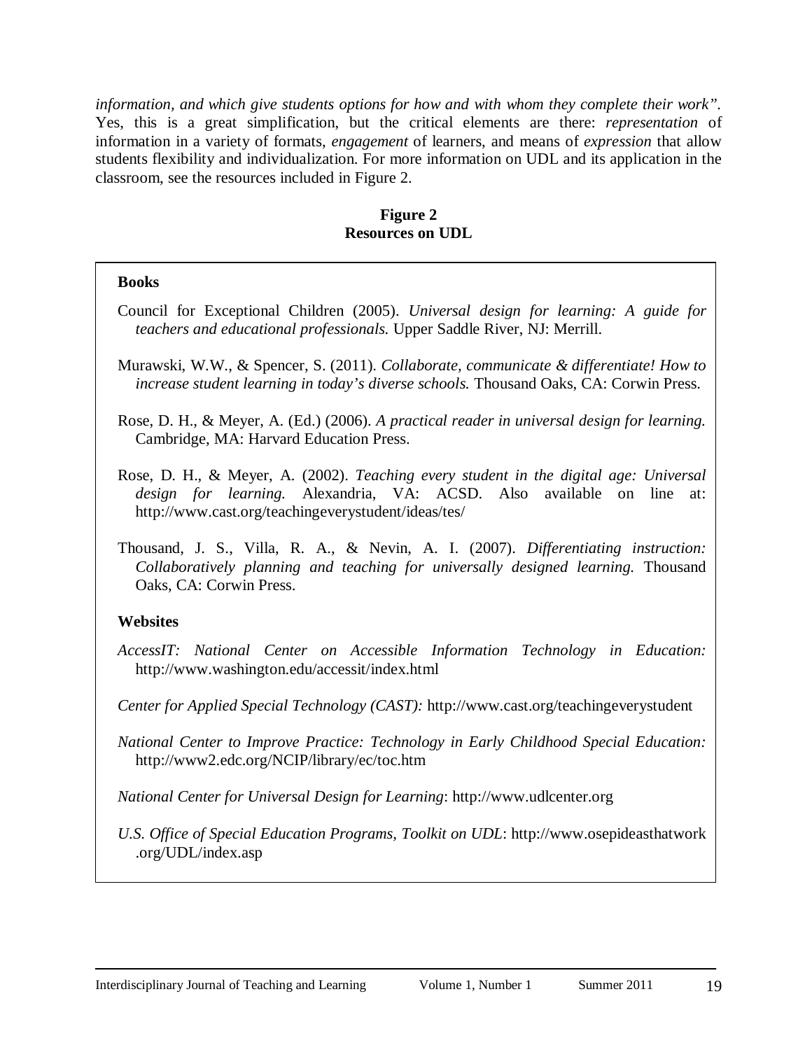*information, and which give students options for how and with whom they complete their work"*. Yes, this is a great simplification, but the critical elements are there: *representation* of information in a variety of formats, *engagement* of learners, and means of *expression* that allow students flexibility and individualization. For more information on UDL and its application in the classroom, see the resources included in Figure 2.

**Figure 2**
**Resources on UDL**

**Books**

Council for Exceptional Children (2005). *Universal design for learning: A guide for teachers and educational professionals.* Upper Saddle River, NJ: Merrill.

Murawski, W.W., & Spencer, S. (2011). *Collaborate, communicate & differentiate! How to increase student learning in today's diverse schools.* Thousand Oaks, CA: Corwin Press.

Rose, D. H., & Meyer, A. (Ed.) (2006). *A practical reader in universal design for learning.* Cambridge, MA: Harvard Education Press.

Rose, D. H., & Meyer, A. (2002). *Teaching every student in the digital age: Universal design for learning.* Alexandria, VA: ACSD. Also available on line at: http://www.cast.org/teachingeverystudent/ideas/tes/

Thousand, J. S., Villa, R. A., & Nevin, A. I. (2007). *Differentiating instruction: Collaboratively planning and teaching for universally designed learning.* Thousand Oaks, CA: Corwin Press.

**Websites**

*AccessIT: National Center on Accessible Information Technology in Education:* http://www.washington.edu/accessit/index.html

*Center for Applied Special Technology (CAST):* http://www.cast.org/teachingeverystudent

*National Center to Improve Practice: Technology in Early Childhood Special Education:* http://www2.edc.org/NCIP/library/ec/toc.htm

*National Center for Universal Design for Learning*: http://www.udlcenter.org

*U.S. Office of Special Education Programs, Toolkit on UDL*: http://www.osepideasthatwork.org/UDL/index.asp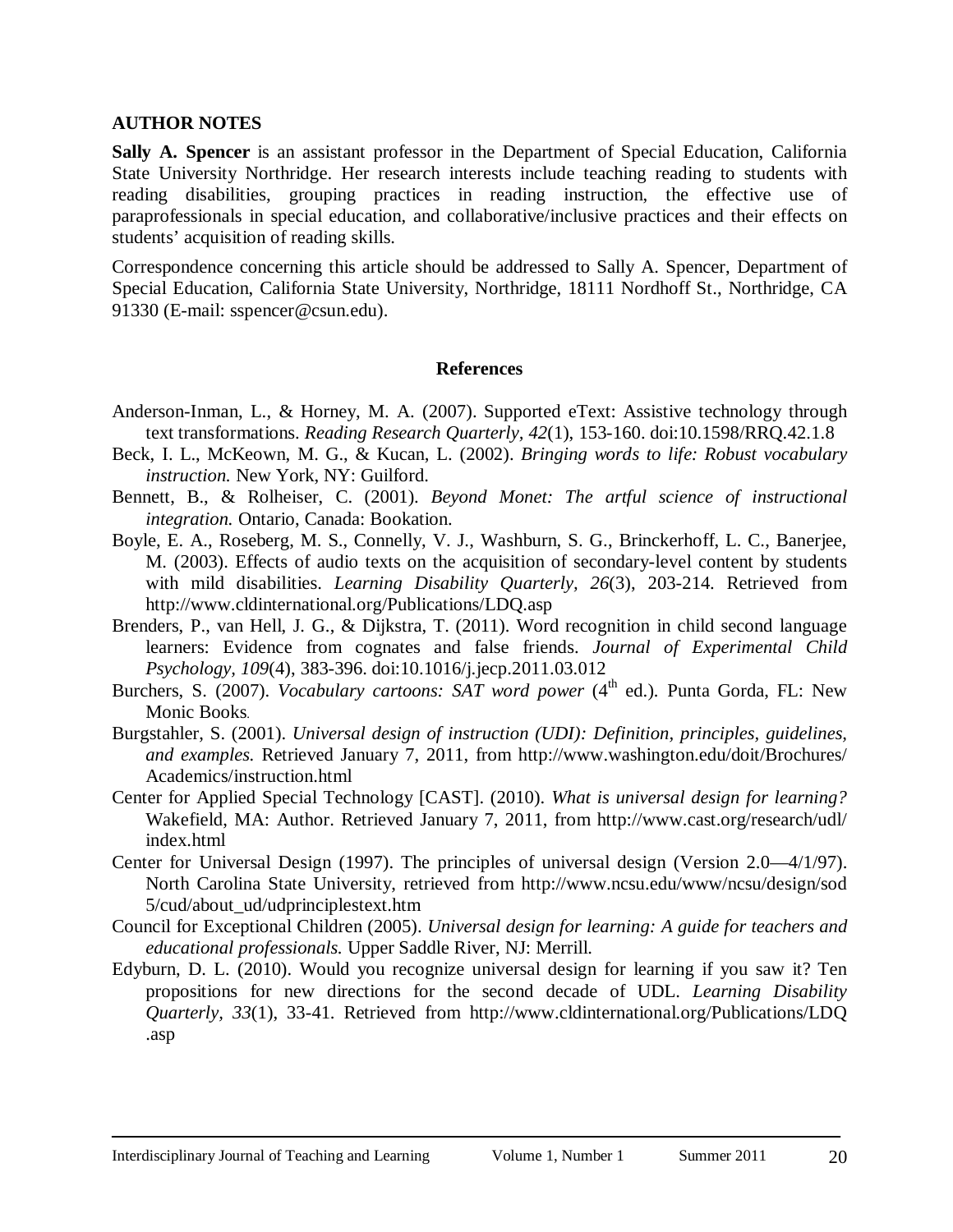## AUTHOR NOTES

**Sally A. Spencer** is an assistant professor in the Department of Special Education, California State University Northridge. Her research interests include teaching reading to students with reading disabilities, grouping practices in reading instruction, the effective use of paraprofessionals in special education, and collaborative/inclusive practices and their effects on students' acquisition of reading skills.

Correspondence concerning this article should be addressed to Sally A. Spencer, Department of Special Education, California State University, Northridge, 18111 Nordhoff St., Northridge, CA 91330 (E-mail: sspencer@csun.edu).

## References

Anderson-Inman, L., & Horney, M. A. (2007). Supported eText: Assistive technology through text transformations. *Reading Research Quarterly, 42*(1), 153-160. doi:10.1598/RRQ.42.1.8

Beck, I. L., McKeown, M. G., & Kucan, L. (2002). *Bringing words to life: Robust vocabulary instruction.* New York, NY: Guilford.

Bennett, B., & Rolheiser, C. (2001). *Beyond Monet: The artful science of instructional integration.* Ontario, Canada: Bookation.

Boyle, E. A., Roseberg, M. S., Connelly, V. J., Washburn, S. G., Brinckerhoff, L. C., Banerjee, M. (2003). Effects of audio texts on the acquisition of secondary-level content by students with mild disabilities. *Learning Disability Quarterly, 26*(3), 203-214. Retrieved from http://www.cldinternational.org/Publications/LDQ.asp

Brenders, P., van Hell, J. G., & Dijkstra, T. (2011). Word recognition in child second language learners: Evidence from cognates and false friends. *Journal of Experimental Child Psychology, 109*(4), 383-396. doi:10.1016/j.jecp.2011.03.012

Burchers, S. (2007). *Vocabulary cartoons: SAT word power* (4th ed.). Punta Gorda, FL: New Monic Books.

Burgstahler, S. (2001). *Universal design of instruction (UDI): Definition, principles, guidelines, and examples.* Retrieved January 7, 2011, from http://www.washington.edu/doit/Brochures/Academics/instruction.html

Center for Applied Special Technology [CAST]. (2010). *What is universal design for learning?* Wakefield, MA: Author. Retrieved January 7, 2011, from http://www.cast.org/research/udl/index.html

Center for Universal Design (1997). The principles of universal design (Version 2.0—4/1/97). North Carolina State University, retrieved from http://www.ncsu.edu/www/ncsu/design/sod5/cud/about_ud/udprinciplestext.htm

Council for Exceptional Children (2005). *Universal design for learning: A guide for teachers and educational professionals.* Upper Saddle River, NJ: Merrill.

Edyburn, D. L. (2010). Would you recognize universal design for learning if you saw it? Ten propositions for new directions for the second decade of UDL. *Learning Disability Quarterly, 33*(1), 33-41. Retrieved from http://www.cldinternational.org/Publications/LDQ.asp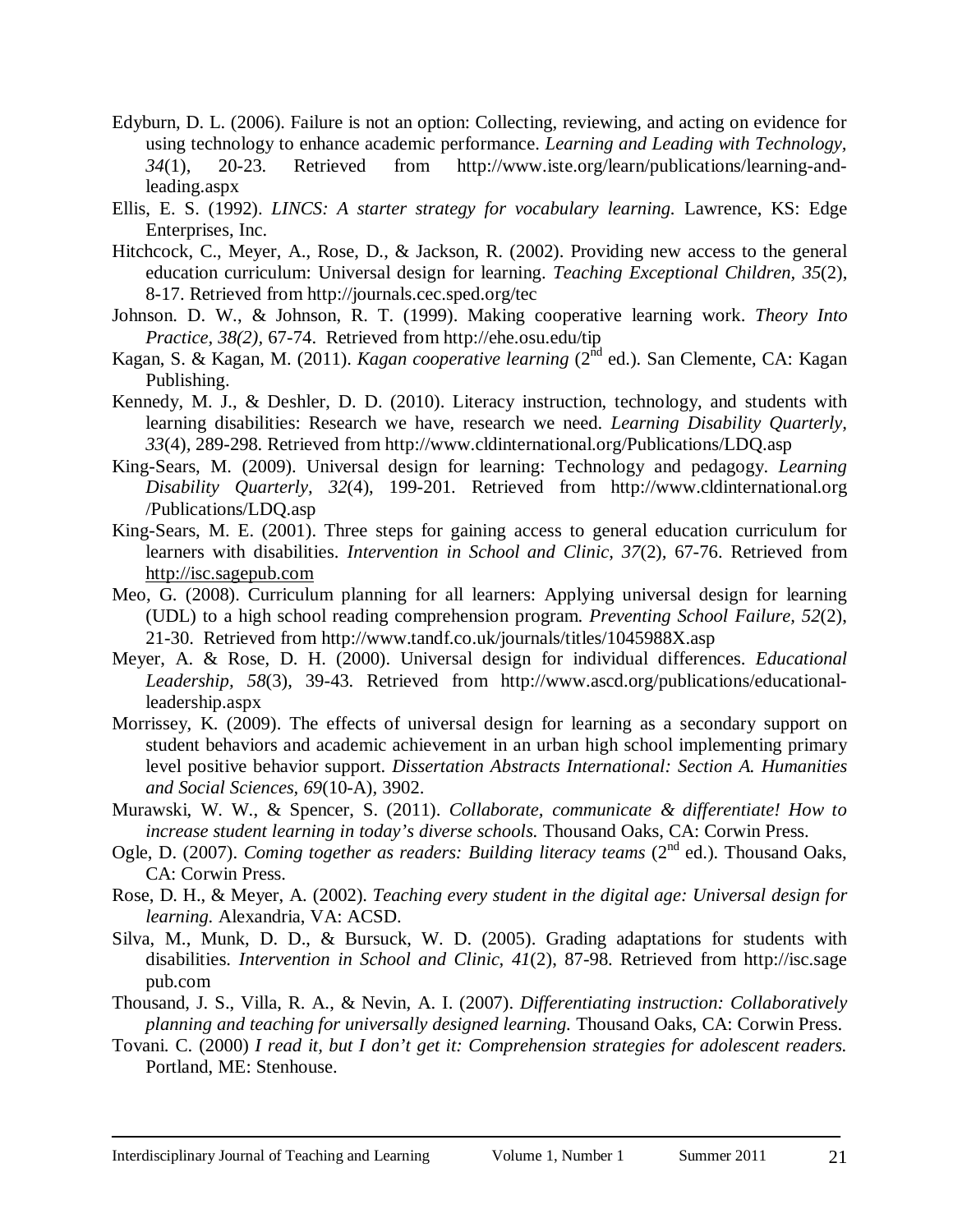Edyburn, D. L. (2006). Failure is not an option: Collecting, reviewing, and acting on evidence for using technology to enhance academic performance. *Learning and Leading with Technology, 34*(1), 20-23. Retrieved from http://www.iste.org/learn/publications/learning-and-leading.aspx

Ellis, E. S. (1992). *LINCS: A starter strategy for vocabulary learning.* Lawrence, KS: Edge Enterprises, Inc.

Hitchcock, C., Meyer, A., Rose, D., & Jackson, R. (2002). Providing new access to the general education curriculum: Universal design for learning. *Teaching Exceptional Children, 35*(2), 8-17. Retrieved from http://journals.cec.sped.org/tec

Johnson. D. W., & Johnson, R. T. (1999). Making cooperative learning work. *Theory Into Practice, 38(2)*, 67-74. Retrieved from http://ehe.osu.edu/tip

Kagan, S. & Kagan, M. (2011). *Kagan cooperative learning* (2nd ed.). San Clemente, CA: Kagan Publishing.

Kennedy, M. J., & Deshler, D. D. (2010). Literacy instruction, technology, and students with learning disabilities: Research we have, research we need. *Learning Disability Quarterly, 33*(4), 289-298. Retrieved from http://www.cldinternational.org/Publications/LDQ.asp

King-Sears, M. (2009). Universal design for learning: Technology and pedagogy. *Learning Disability Quarterly, 32*(4), 199-201. Retrieved from http://www.cldinternational.org/Publications/LDQ.asp

King-Sears, M. E. (2001). Three steps for gaining access to general education curriculum for learners with disabilities. *Intervention in School and Clinic, 37*(2), 67-76. Retrieved from http://isc.sagepub.com

Meo, G. (2008). Curriculum planning for all learners: Applying universal design for learning (UDL) to a high school reading comprehension program. *Preventing School Failure, 52*(2), 21-30. Retrieved from http://www.tandf.co.uk/journals/titles/1045988X.asp

Meyer, A. & Rose, D. H. (2000). Universal design for individual differences. *Educational Leadership, 58*(3), 39-43. Retrieved from http://www.ascd.org/publications/educational-leadership.aspx

Morrissey, K. (2009). The effects of universal design for learning as a secondary support on student behaviors and academic achievement in an urban high school implementing primary level positive behavior support. *Dissertation Abstracts International: Section A. Humanities and Social Sciences, 69*(10-A), 3902.

Murawski, W. W., & Spencer, S. (2011). *Collaborate, communicate & differentiate! How to increase student learning in today's diverse schools.* Thousand Oaks, CA: Corwin Press.

Ogle, D. (2007). *Coming together as readers: Building literacy teams* (2nd ed.). Thousand Oaks, CA: Corwin Press.

Rose, D. H., & Meyer, A. (2002). *Teaching every student in the digital age: Universal design for learning.* Alexandria, VA: ACSD.

Silva, M., Munk, D. D., & Bursuck, W. D. (2005). Grading adaptations for students with disabilities. *Intervention in School and Clinic, 41*(2), 87-98. Retrieved from http://isc.sagepub.com

Thousand, J. S., Villa, R. A., & Nevin, A. I. (2007). *Differentiating instruction: Collaboratively planning and teaching for universally designed learning.* Thousand Oaks, CA: Corwin Press.

Tovani. C. (2000) *I read it, but I don't get it: Comprehension strategies for adolescent readers.* Portland, ME: Stenhouse.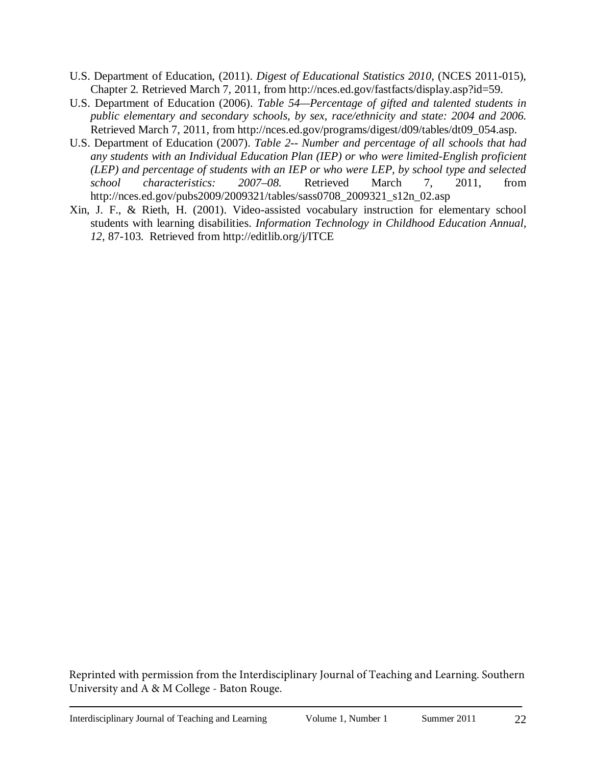U.S. Department of Education, (2011). *Digest of Educational Statistics 2010,* (NCES 2011-015), Chapter 2. Retrieved March 7, 2011, from http://nces.ed.gov/fastfacts/display.asp?id=59.

U.S. Department of Education (2006). *Table 54—Percentage of gifted and talented students in public elementary and secondary schools, by sex, race/ethnicity and state: 2004 and 2006.* Retrieved March 7, 2011, from http://nces.ed.gov/programs/digest/d09/tables/dt09_054.asp.

U.S. Department of Education (2007). *Table 2-- Number and percentage of all schools that had any students with an Individual Education Plan (IEP) or who were limited-English proficient (LEP) and percentage of students with an IEP or who were LEP, by school type and selected school characteristics: 2007–08.* Retrieved March 7, 2011, from http://nces.ed.gov/pubs2009/2009321/tables/sass0708_2009321_s12n_02.asp

Xin, J. F., & Rieth, H. (2001). Video-assisted vocabulary instruction for elementary school students with learning disabilities. *Information Technology in Childhood Education Annual, 12,* 87-103. Retrieved from http://editlib.org/j/ITCE

Reprinted with permission from the Interdisciplinary Journal of Teaching and Learning. Southern University and A & M College - Baton Rouge.